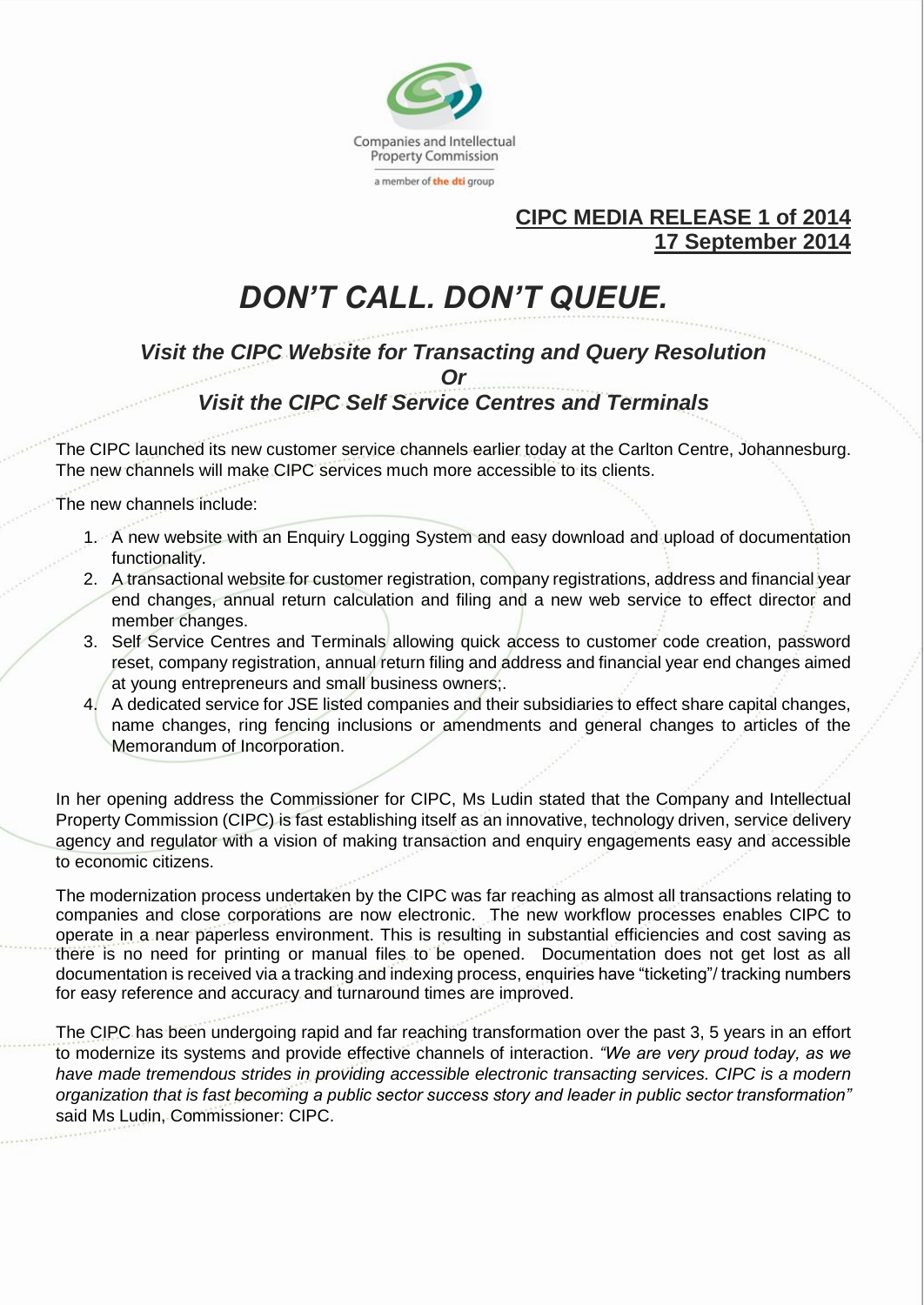Companies and Intellectual Property Commission

a member of the dti group

**CIPC MEDIA RELEASE 1 of 2014**
**17 September 2014**

# *DON'T CALL. DON'T QUEUE.*

### *Visit the CIPC Website for Transacting and Query Resolution*
### *Or*
### *Visit the CIPC Self Service Centres and Terminals*

The CIPC launched its new customer service channels earlier today at the Carlton Centre, Johannesburg. The new channels will make CIPC services much more accessible to its clients.

The new channels include:

1. A new website with an Enquiry Logging System and easy download and upload of documentation functionality.
2. A transactional website for customer registration, company registrations, address and financial year end changes, annual return calculation and filing and a new web service to effect director and member changes.
3. Self Service Centres and Terminals allowing quick access to customer code creation, password reset, company registration, annual return filing and address and financial year end changes aimed at young entrepreneurs and small business owners;.
4. A dedicated service for JSE listed companies and their subsidiaries to effect share capital changes, name changes, ring fencing inclusions or amendments and general changes to articles of the Memorandum of Incorporation.

In her opening address the Commissioner for CIPC, Ms Ludin stated that the Company and Intellectual Property Commission (CIPC) is fast establishing itself as an innovative, technology driven, service delivery agency and regulator with a vision of making transaction and enquiry engagements easy and accessible to economic citizens.

The modernization process undertaken by the CIPC was far reaching as almost all transactions relating to companies and close corporations are now electronic. The new workflow processes enables CIPC to operate in a near paperless environment. This is resulting in substantial efficiencies and cost saving as there is no need for printing or manual files to be opened. Documentation does not get lost as all documentation is received via a tracking and indexing process, enquiries have "ticketing"/ tracking numbers for easy reference and accuracy and turnaround times are improved.

The CIPC has been undergoing rapid and far reaching transformation over the past 3, 5 years in an effort to modernize its systems and provide effective channels of interaction. *"We are very proud today, as we have made tremendous strides in providing accessible electronic transacting services. CIPC is a modern organization that is fast becoming a public sector success story and leader in public sector transformation"* said Ms Ludin, Commissioner: CIPC.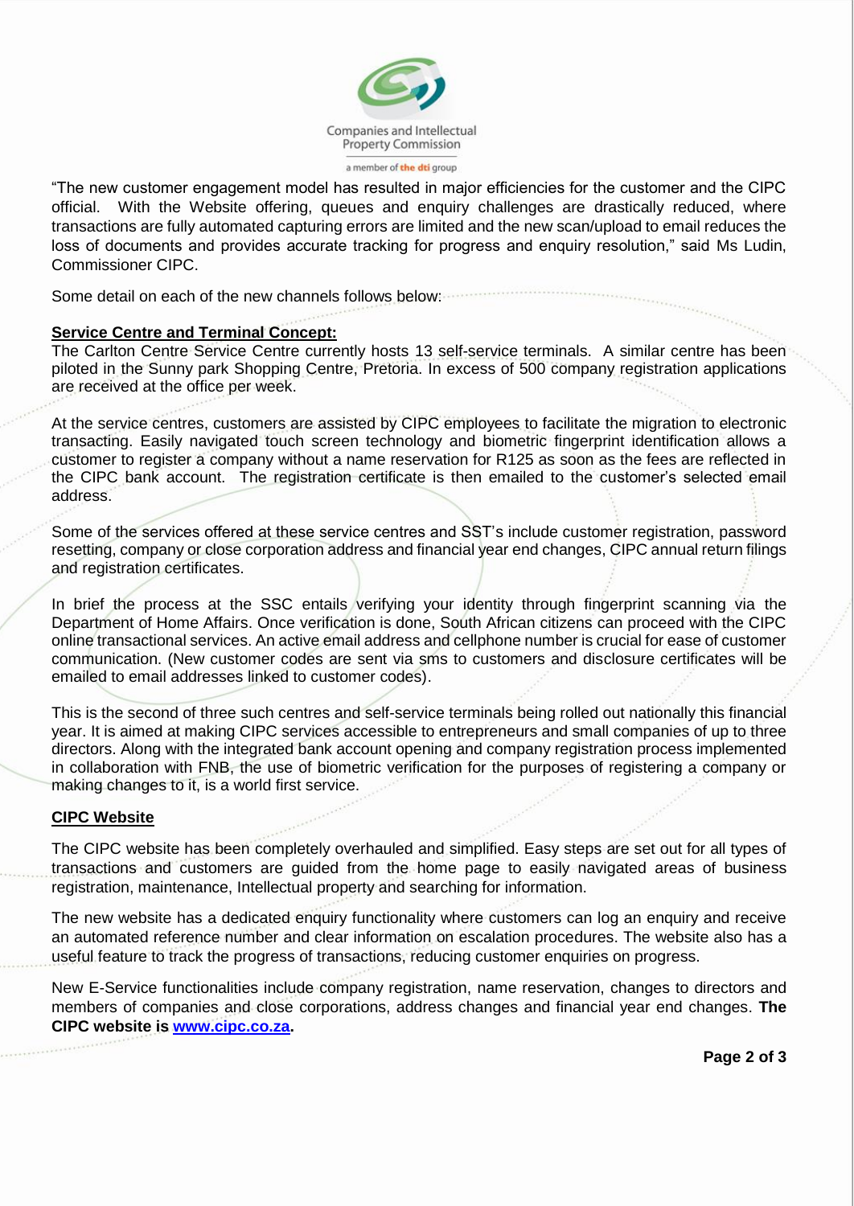"The new customer engagement model has resulted in major efficiencies for the customer and the CIPC official. With the Website offering, queues and enquiry challenges are drastically reduced, where transactions are fully automated capturing errors are limited and the new scan/upload to email reduces the loss of documents and provides accurate tracking for progress and enquiry resolution," said Ms Ludin, Commissioner CIPC.

Some detail on each of the new channels follows below:

**Service Centre and Terminal Concept:**

The Carlton Centre Service Centre currently hosts 13 self-service terminals. A similar centre has been piloted in the Sunny park Shopping Centre, Pretoria. In excess of 500 company registration applications are received at the office per week.

At the service centres, customers are assisted by CIPC employees to facilitate the migration to electronic transacting. Easily navigated touch screen technology and biometric fingerprint identification allows a customer to register a company without a name reservation for R125 as soon as the fees are reflected in the CIPC bank account. The registration certificate is then emailed to the customer's selected email address.

Some of the services offered at these service centres and SST's include customer registration, password resetting, company or close corporation address and financial year end changes, CIPC annual return filings and registration certificates.

In brief the process at the SSC entails verifying your identity through fingerprint scanning via the Department of Home Affairs. Once verification is done, South African citizens can proceed with the CIPC online transactional services. An active email address and cellphone number is crucial for ease of customer communication. (New customer codes are sent via sms to customers and disclosure certificates will be emailed to email addresses linked to customer codes).

This is the second of three such centres and self-service terminals being rolled out nationally this financial year. It is aimed at making CIPC services accessible to entrepreneurs and small companies of up to three directors. Along with the integrated bank account opening and company registration process implemented in collaboration with FNB, the use of biometric verification for the purposes of registering a company or making changes to it, is a world first service.

**CIPC Website**

The CIPC website has been completely overhauled and simplified. Easy steps are set out for all types of transactions and customers are guided from the home page to easily navigated areas of business registration, maintenance, Intellectual property and searching for information.

The new website has a dedicated enquiry functionality where customers can log an enquiry and receive an automated reference number and clear information on escalation procedures. The website also has a useful feature to track the progress of transactions, reducing customer enquiries on progress.

New E-Service functionalities include company registration, name reservation, changes to directors and members of companies and close corporations, address changes and financial year end changes. **The CIPC website is [www.cipc.co.za](http://www.cipc.co.za).**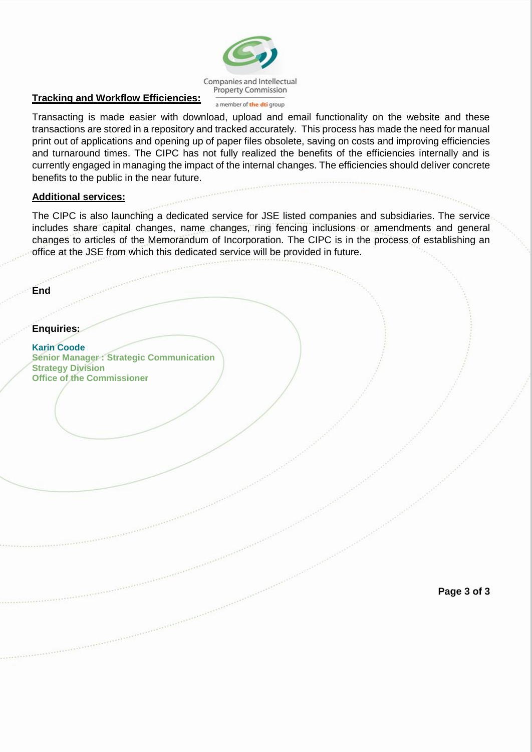## Tracking and Workflow Efficiencies:

Transacting is made easier with download, upload and email functionality on the website and these transactions are stored in a repository and tracked accurately. This process has made the need for manual print out of applications and opening up of paper files obsolete, saving on costs and improving efficiencies and turnaround times. The CIPC has not fully realized the benefits of the efficiencies internally and is currently engaged in managing the impact of the internal changes. The efficiencies should deliver concrete benefits to the public in the near future.

## Additional services:

The CIPC is also launching a dedicated service for JSE listed companies and subsidiaries. The service includes share capital changes, name changes, ring fencing inclusions or amendments and general changes to articles of the Memorandum of Incorporation. The CIPC is in the process of establishing an office at the JSE from which this dedicated service will be provided in future.

**End**

**Enquiries:**

**Karin Coode**
**Senior Manager : Strategic Communication**
**Strategy Division**
**Office of the Commissioner**